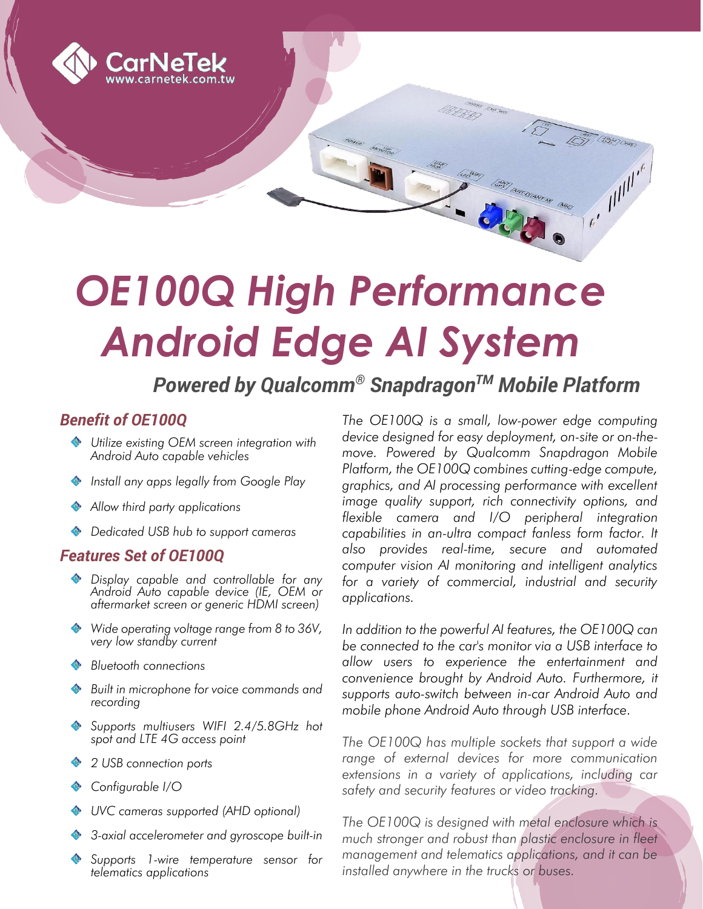CarNeTek
www.carnetek.com.tw

# OE100Q High Performance Android Edge AI System

## Powered by Qualcomm® Snapdragon™ Mobile Platform

### Benefit of OE100Q

- *Utilize existing OEM screen integration with Android Auto capable vehicles*
- *Install any apps legally from Google Play*
- *Allow third party applications*
- *Dedicated USB hub to support cameras*

### Features Set of OE100Q

- *Display capable and controllable for any Android Auto capable device (IE, OEM or aftermarket screen or generic HDMI screen)*
- *Wide operating voltage range from 8 to 36V, very low standby current*
- *Bluetooth connections*
- *Built in microphone for voice commands and recording*
- *Supports multiusers WIFI 2.4/5.8GHz hot spot and LTE 4G access point*
- *2 USB connection ports*
- *Configurable I/O*
- *UVC cameras supported (AHD optional)*
- *3-axial accelerometer and gyroscope built-in*
- *Supports 1-wire temperature sensor for telematics applications*

*The OE100Q is a small, low-power edge computing device designed for easy deployment, on-site or on-the-move. Powered by Qualcomm Snapdragon Mobile Platform, the OE100Q combines cutting-edge compute, graphics, and AI processing performance with excellent image quality support, rich connectivity options, and flexible camera and I/O peripheral integration capabilities in an-ultra compact fanless form factor. It also provides real-time, secure and automated computer vision AI monitoring and intelligent analytics for a variety of commercial, industrial and security applications.*

*In addition to the powerful AI features, the OE100Q can be connected to the car's monitor via a USB interface to allow users to experience the entertainment and convenience brought by Android Auto. Furthermore, it supports auto-switch between in-car Android Auto and mobile phone Android Auto through USB interface.*

*The OE100Q has multiple sockets that support a wide range of external devices for more communication extensions in a variety of applications, including car safety and security features or video tracking.*

*The OE100Q is designed with metal enclosure which is much stronger and robust than plastic enclosure in fleet management and telematics applications, and it can be installed anywhere in the trucks or buses.*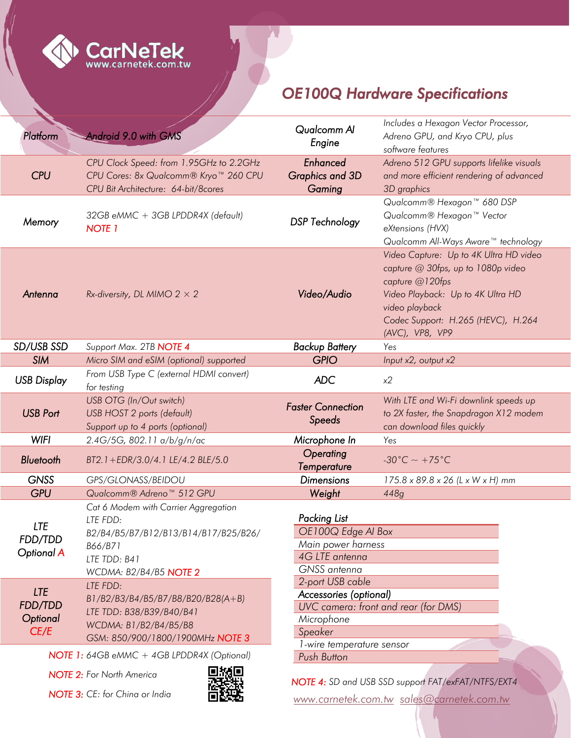CarNeTek
www.carnetek.com.tw

# OE100Q Hardware Specifications

| | | | |
|---|---|---|---|
| Platform | Android 9.0 with GMS | Qualcomm AI Engine | Includes a Hexagon Vector Processor, Adreno GPU, and Kryo CPU, plus software features |
| CPU | CPU Clock Speed: from 1.95GHz to 2.2GHz<br>CPU Cores: 8x Qualcomm® Kryo™ 260 CPU<br>CPU Bit Architecture: 64-bit/8cores | Enhanced Graphics and 3D Gaming | Adreno 512 GPU supports lifelike visuals and more efficient rendering of advanced 3D graphics |
| Memory | 32GB eMMC + 3GB LPDDR4X (default)<br>NOTE 1 | DSP Technology | Qualcomm® Hexagon™ 680 DSP<br>Qualcomm® Hexagon™ Vector eXtensions (HVX)<br>Qualcomm All-Ways Aware™ technology |
| Antenna | Rx-diversity, DL MIMO 2 × 2 | Video/Audio | Video Capture: Up to 4K Ultra HD video capture @ 30fps, up to 1080p video capture @120fps<br>Video Playback: Up to 4K Ultra HD video playback<br>Codec Support: H.265 (HEVC), H.264 (AVC), VP8, VP9 |
| SD/USB SSD | Support Max. 2TB NOTE 4 | Backup Battery | Yes |
| SIM | Micro SIM and eSIM (optional) supported | GPIO | Input x2, output x2 |
| USB Display | From USB Type C (external HDMI convert) for testing | ADC | x2 |
| USB Port | USB OTG (In/Out switch)<br>USB HOST 2 ports (default)<br>Support up to 4 ports (optional) | Faster Connection Speeds | With LTE and Wi-Fi downlink speeds up to 2X faster, the Snapdragon X12 modem can download files quickly |
| WIFI | 2.4G/5G, 802.11 a/b/g/n/ac | Microphone In | Yes |
| Bluetooth | BT2.1+EDR/3.0/4.1 LE/4.2 BLE/5.0 | Operating Temperature | -30°C ~ +75°C |
| GNSS | GPS/GLONASS/BEIDOU | Dimensions | 175.8 x 89.8 x 26 (L x W x H) mm |
| GPU | Qualcomm® Adreno™ 512 GPU | Weight | 448g |

| | |
|---|---|
| LTE FDD/TDD Optional A | Cat 6 Modem with Carrier Aggregation<br>LTE FDD: B2/B4/B5/B7/B12/B13/B14/B17/B25/B26/B66/B71<br>LTE TDD: B41<br>WCDMA: B2/B4/B5 NOTE 2 |
| LTE FDD/TDD Optional CE/E | LTE FDD: B1/B2/B3/B4/B5/B7/B8/B20/B28(A+B)<br>LTE TDD: B38/B39/B40/B41<br>WCDMA: B1/B2/B4/B5/B8<br>GSM: 850/900/1800/1900MHz NOTE 3 |

NOTE 1: 64GB eMMC + 4GB LPDDR4X (Optional)

NOTE 2: For North America

NOTE 3: CE: for China or India

**Packing List**
- OE100Q Edge AI Box
- Main power harness
- 4G LTE antenna
- GNSS antenna
- 2-port USB cable

**Accessories (optional)**
- UVC camera: front and rear (for DMS)
- Microphone
- Speaker
- 1-wire temperature sensor
- Push Button

NOTE 4: SD and USB SSD support FAT/exFAT/NTFS/EXT4

www.carnetek.com.tw sales@carnetek.com.tw